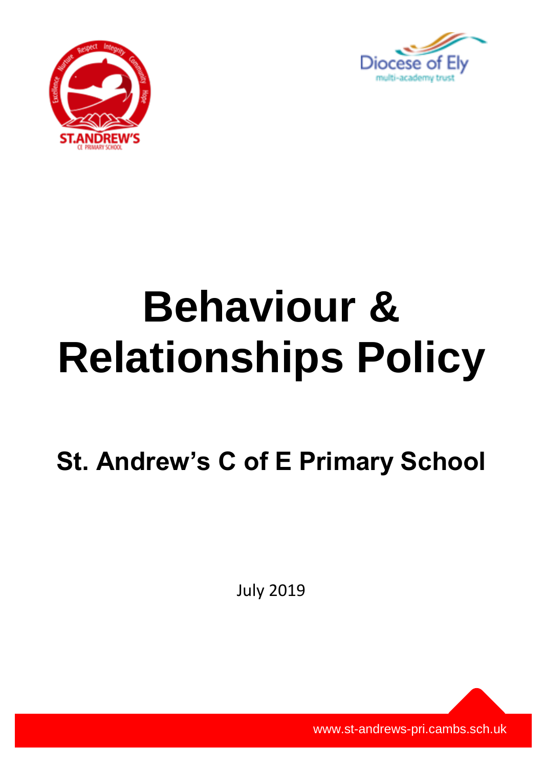# Behaviour & Relationships Policy

## St. Andrew's C of E Primary School

July 2019

www.st-andrews-pri.cambs.sch.uk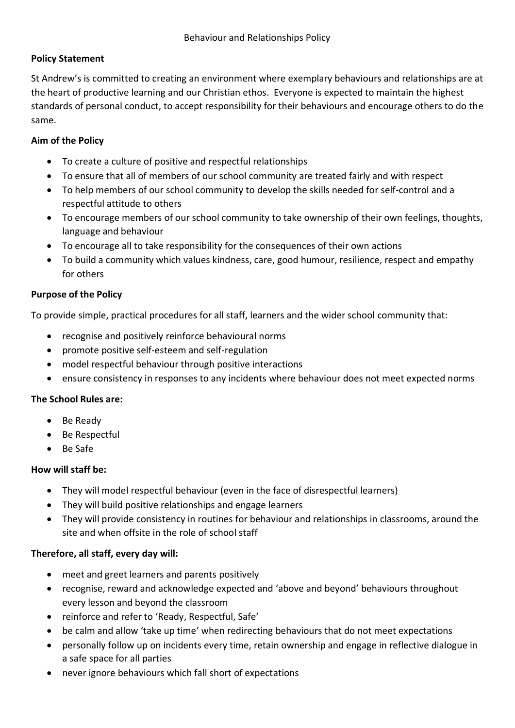# Behaviour and Relationships Policy

**Policy Statement**

St Andrew's is committed to creating an environment where exemplary behaviours and relationships are at the heart of productive learning and our Christian ethos. Everyone is expected to maintain the highest standards of personal conduct, to accept responsibility for their behaviours and encourage others to do the same.

**Aim of the Policy**

- To create a culture of positive and respectful relationships
- To ensure that all of members of our school community are treated fairly and with respect
- To help members of our school community to develop the skills needed for self-control and a respectful attitude to others
- To encourage members of our school community to take ownership of their own feelings, thoughts, language and behaviour
- To encourage all to take responsibility for the consequences of their own actions
- To build a community which values kindness, care, good humour, resilience, respect and empathy for others

**Purpose of the Policy**

To provide simple, practical procedures for all staff, learners and the wider school community that:

- recognise and positively reinforce behavioural norms
- promote positive self-esteem and self-regulation
- model respectful behaviour through positive interactions
- ensure consistency in responses to any incidents where behaviour does not meet expected norms

**The School Rules are:**

- Be Ready
- Be Respectful
- Be Safe

**How will staff be:**

- They will model respectful behaviour (even in the face of disrespectful learners)
- They will build positive relationships and engage learners
- They will provide consistency in routines for behaviour and relationships in classrooms, around the site and when offsite in the role of school staff

**Therefore, all staff, every day will:**

- meet and greet learners and parents positively
- recognise, reward and acknowledge expected and 'above and beyond' behaviours throughout every lesson and beyond the classroom
- reinforce and refer to 'Ready, Respectful, Safe'
- be calm and allow 'take up time' when redirecting behaviours that do not meet expectations
- personally follow up on incidents every time, retain ownership and engage in reflective dialogue in a safe space for all parties
- never ignore behaviours which fall short of expectations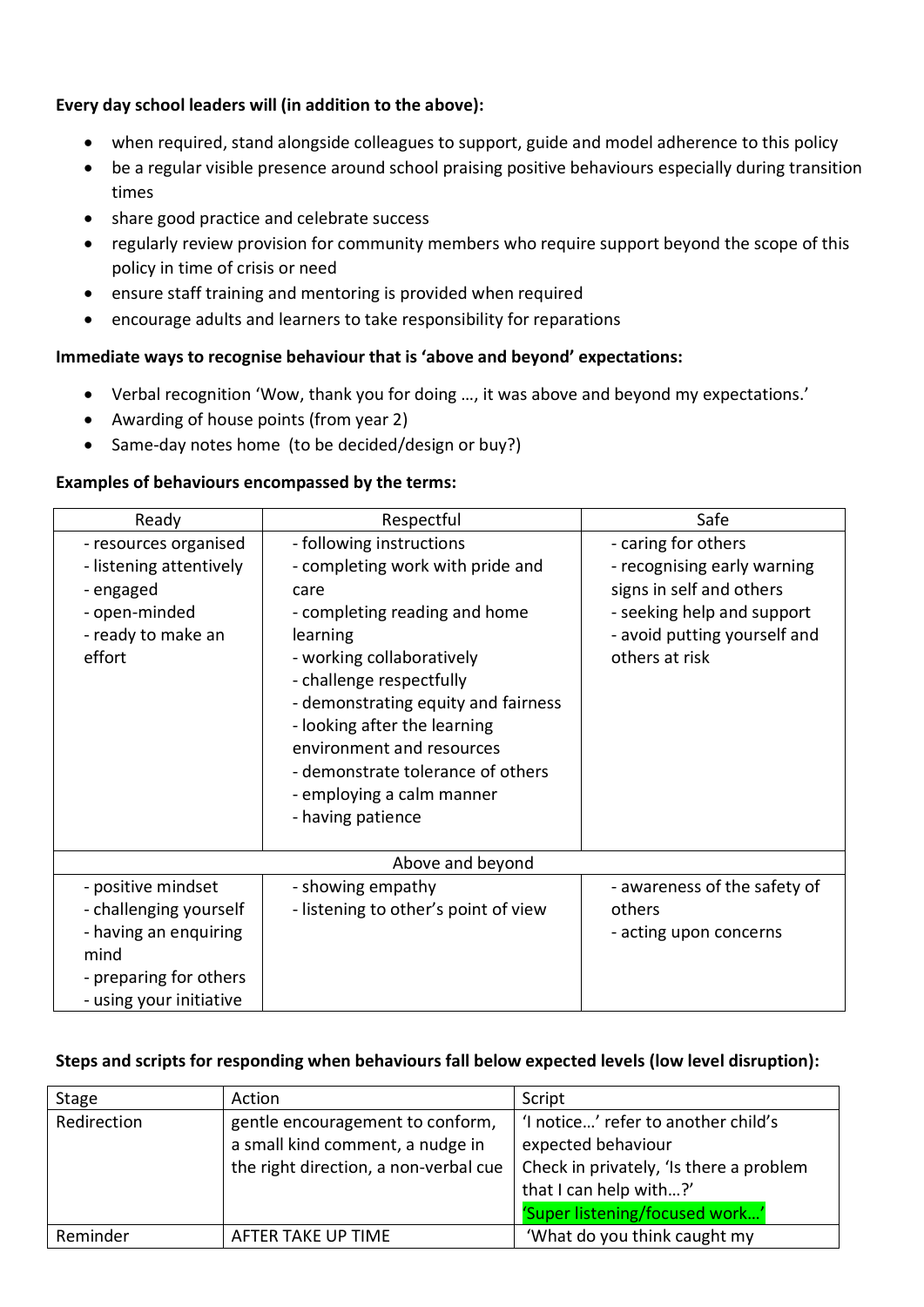**Every day school leaders will (in addition to the above):**

- when required, stand alongside colleagues to support, guide and model adherence to this policy
- be a regular visible presence around school praising positive behaviours especially during transition times
- share good practice and celebrate success
- regularly review provision for community members who require support beyond the scope of this policy in time of crisis or need
- ensure staff training and mentoring is provided when required
- encourage adults and learners to take responsibility for reparations

**Immediate ways to recognise behaviour that is 'above and beyond' expectations:**

- Verbal recognition 'Wow, thank you for doing …, it was above and beyond my expectations.'
- Awarding of house points (from year 2)
- Same-day notes home (to be decided/design or buy?)

**Examples of behaviours encompassed by the terms:**

| Ready | Respectful | Safe |
|---|---|---|
| - resources organised<br>- listening attentively<br>- engaged<br>- open-minded<br>- ready to make an effort | - following instructions<br>- completing work with pride and care<br>- completing reading and home learning<br>- working collaboratively<br>- challenge respectfully<br>- demonstrating equity and fairness<br>- looking after the learning environment and resources<br>- demonstrate tolerance of others<br>- employing a calm manner<br>- having patience | - caring for others<br>- recognising early warning signs in self and others<br>- seeking help and support<br>- avoid putting yourself and others at risk |
| Above and beyond | | |
| - positive mindset<br>- challenging yourself<br>- having an enquiring mind<br>- preparing for others<br>- using your initiative | - showing empathy<br>- listening to other's point of view | - awareness of the safety of others<br>- acting upon concerns |

**Steps and scripts for responding when behaviours fall below expected levels (low level disruption):**

| Stage | Action | Script |
|---|---|---|
| Redirection | gentle encouragement to conform, a small kind comment, a nudge in the right direction, a non-verbal cue | 'I notice…' refer to another child's expected behaviour<br>Check in privately, 'Is there a problem that I can help with…?'<br>'Super listening/focused work…' |
| Reminder | AFTER TAKE UP TIME | 'What do you think caught my |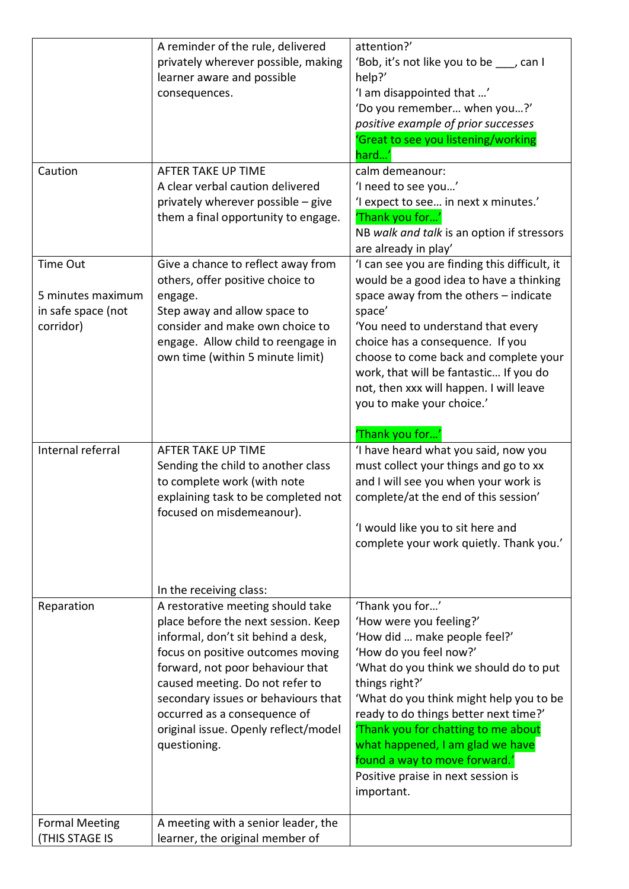| | | |
|---|---|---|
| | A reminder of the rule, delivered privately wherever possible, making learner aware and possible consequences. | attention?'<br>'Bob, it's not like you to be ___, can I help?'<br>'I am disappointed that …'<br>'Do you remember… when you…?'<br>*positive example of prior successes*<br>'Great to see you listening/working hard…' |
| Caution | AFTER TAKE UP TIME<br>A clear verbal caution delivered privately wherever possible – give them a final opportunity to engage. | calm demeanour:<br>'I need to see you…'<br>'I expect to see… in next x minutes.'<br>'Thank you for…'<br>NB *walk and talk* is an option if stressors are already in play' |
| Time Out<br><br>5 minutes maximum in safe space (not corridor) | Give a chance to reflect away from others, offer positive choice to engage.<br>Step away and allow space to consider and make own choice to engage. Allow child to reengage in own time (within 5 minute limit) | 'I can see you are finding this difficult, it would be a good idea to have a thinking space away from the others – indicate space'<br>'You need to understand that every choice has a consequence. If you choose to come back and complete your work, that will be fantastic… If you do not, then xxx will happen. I will leave you to make your choice.'<br><br>'Thank you for…' |
| Internal referral | AFTER TAKE UP TIME<br>Sending the child to another class to complete work (with note explaining task to be completed not focused on misdemeanour).<br><br><br><br>In the receiving class: | 'I have heard what you said, now you must collect your things and go to xx and I will see you when your work is complete/at the end of this session'<br><br>'I would like you to sit here and complete your work quietly. Thank you.' |
| Reparation | A restorative meeting should take place before the next session. Keep informal, don't sit behind a desk, focus on positive outcomes moving forward, not poor behaviour that caused meeting. Do not refer to secondary issues or behaviours that occurred as a consequence of original issue. Openly reflect/model questioning. | 'Thank you for…'<br>'How were you feeling?'<br>'How did … make people feel?'<br>'How do you feel now?'<br>'What do you think we should do to put things right?'<br>'What do you think might help you to be ready to do things better next time?'<br>'Thank you for chatting to me about what happened, I am glad we have found a way to move forward.'<br>Positive praise in next session is important. |
| Formal Meeting (THIS STAGE IS | A meeting with a senior leader, the learner, the original member of | |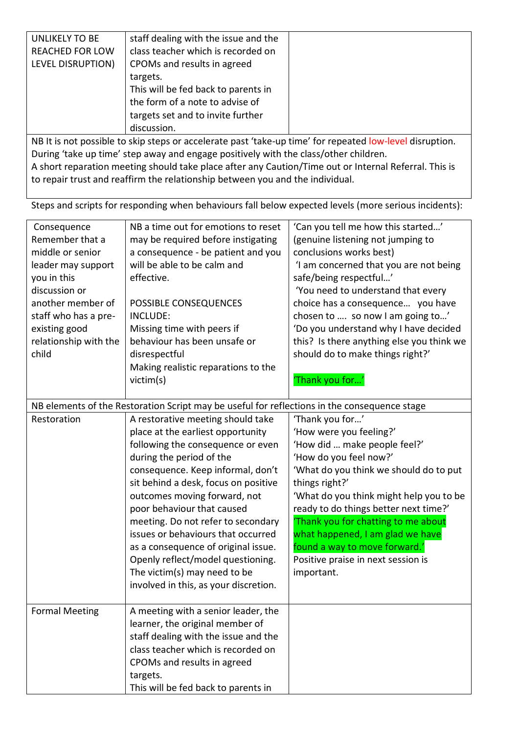| | | |
|---|---|---|
| UNLIKELY TO BE REACHED FOR LOW LEVEL DISRUPTION) | staff dealing with the issue and the class teacher which is recorded on CPOMs and results in agreed targets.<br>This will be fed back to parents in the form of a note to advise of targets set and to invite further discussion. | |
| NB It is not possible to skip steps or accelerate past 'take-up time' for repeated low-level disruption. During 'take up time' step away and engage positively with the class/other children.<br>A short reparation meeting should take place after any Caution/Time out or Internal Referral. This is to repair trust and reaffirm the relationship between you and the individual. | | |

Steps and scripts for responding when behaviours fall below expected levels (more serious incidents):

| | | |
|---|---|---|
| Consequence<br>Remember that a middle or senior leader may support you in this discussion or another member of staff who has a pre-existing good relationship with the child | NB a time out for emotions to reset may be required before instigating a consequence - be patient and you will be able to be calm and effective.<br><br>POSSIBLE CONSEQUENCES INCLUDE:<br>Missing time with peers if behaviour has been unsafe or disrespectful<br>Making realistic reparations to the victim(s) | 'Can you tell me how this started…' (genuine listening not jumping to conclusions works best)<br>'I am concerned that you are not being safe/being respectful…'<br>'You need to understand that every choice has a consequence… you have chosen to …. so now I am going to…'<br>'Do you understand why I have decided this? Is there anything else you think we should do to make things right?'<br><br>'Thank you for…' |
| NB elements of the Restoration Script may be useful for reflections in the consequence stage | | |
| Restoration | A restorative meeting should take place at the earliest opportunity following the consequence or even during the period of the consequence. Keep informal, don't sit behind a desk, focus on positive outcomes moving forward, not poor behaviour that caused meeting. Do not refer to secondary issues or behaviours that occurred as a consequence of original issue. Openly reflect/model questioning. The victim(s) may need to be involved in this, as your discretion. | 'Thank you for…'<br>'How were you feeling?'<br>'How did … make people feel?'<br>'How do you feel now?'<br>'What do you think we should do to put things right?'<br>'What do you think might help you to be ready to do things better next time?'<br>'Thank you for chatting to me about what happened, I am glad we have found a way to move forward.'<br>Positive praise in next session is important. |
| Formal Meeting | A meeting with a senior leader, the learner, the original member of staff dealing with the issue and the class teacher which is recorded on CPOMs and results in agreed targets.<br>This will be fed back to parents in | |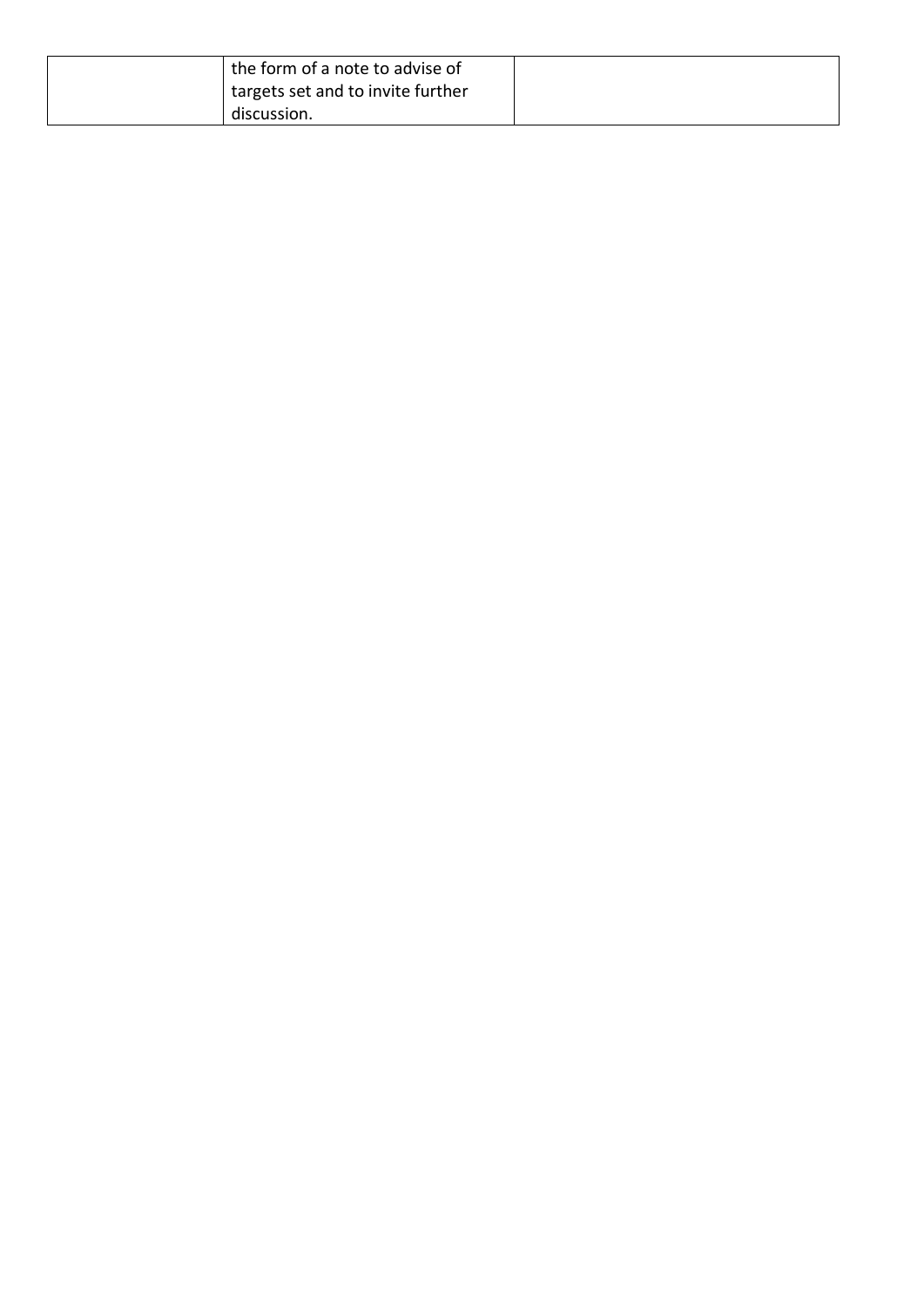| | | |
|---|---|---|
| | the form of a note to advise of targets set and to invite further discussion. | |